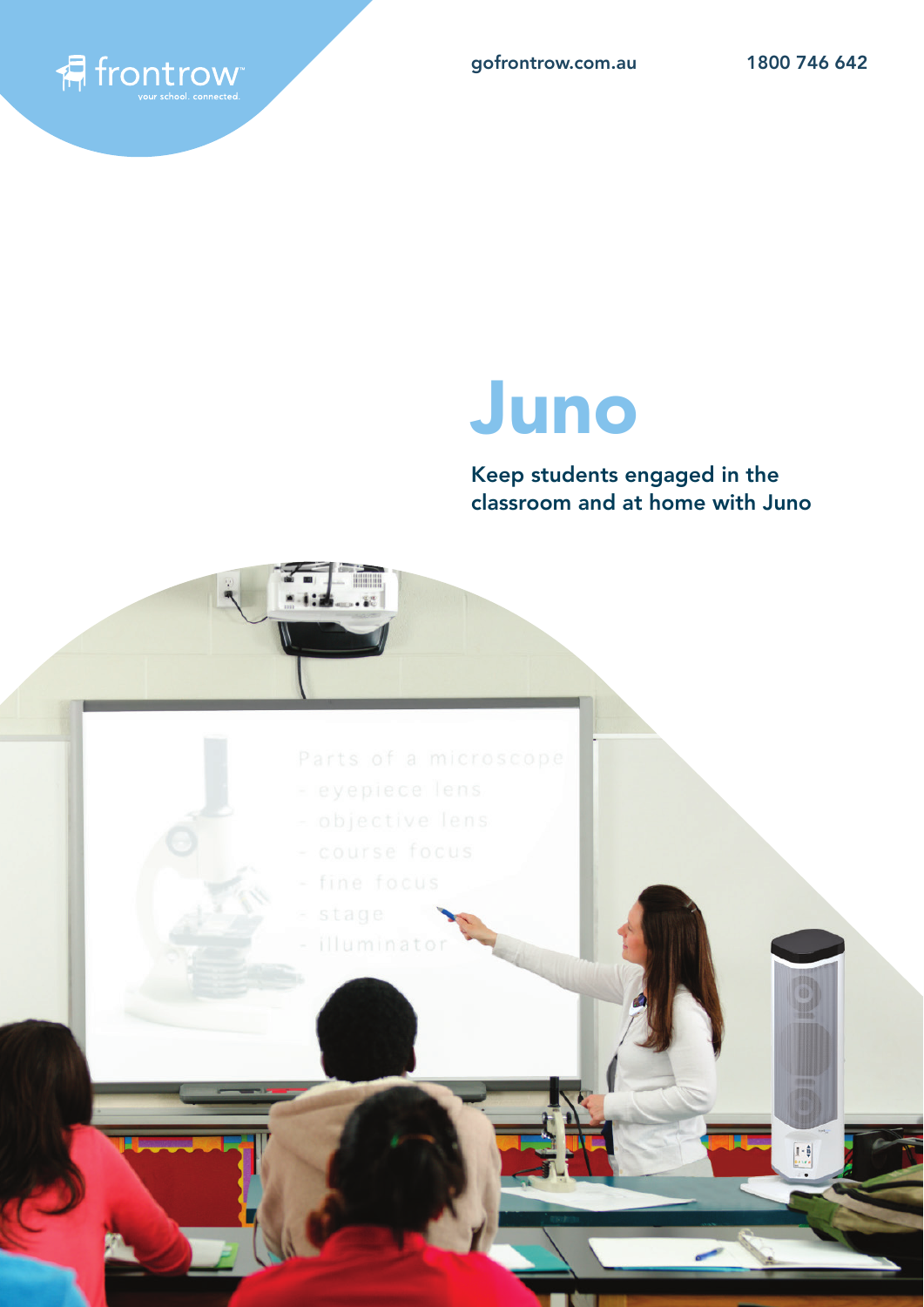frontrow
your school. connected.

gofrontrow.com.au

1800 746 642

# Juno

**Keep students engaged in the classroom and at home with Juno**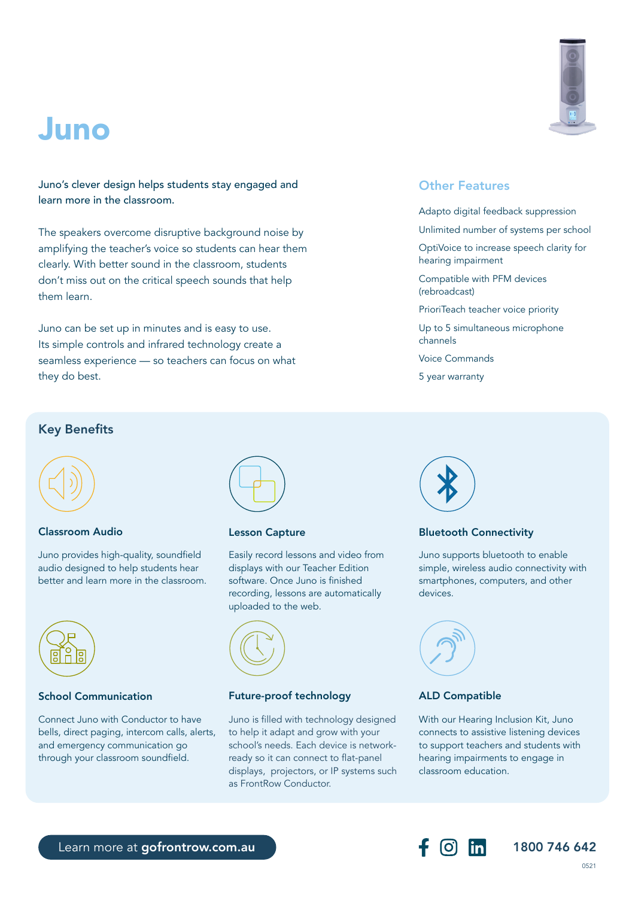# Juno

Juno's clever design helps students stay engaged and learn more in the classroom.

The speakers overcome disruptive background noise by amplifying the teacher's voice so students can hear them clearly. With better sound in the classroom, students don't miss out on the critical speech sounds that help them learn.

Juno can be set up in minutes and is easy to use. Its simple controls and infrared technology create a seamless experience — so teachers can focus on what they do best.

## Other Features

- Adapto digital feedback suppression
- Unlimited number of systems per school
- OptiVoice to increase speech clarity for hearing impairment
- Compatible with PFM devices (rebroadcast)
- PrioriTeach teacher voice priority
- Up to 5 simultaneous microphone channels
- Voice Commands
- 5 year warranty

## Key Benefits

### Classroom Audio

Juno provides high-quality, soundfield audio designed to help students hear better and learn more in the classroom.

### Lesson Capture

Easily record lessons and video from displays with our Teacher Edition software. Once Juno is finished recording, lessons are automatically uploaded to the web.

### Bluetooth Connectivity

Juno supports bluetooth to enable simple, wireless audio connectivity with smartphones, computers, and other devices.

### School Communication

Connect Juno with Conductor to have bells, direct paging, intercom calls, alerts, and emergency communication go through your classroom soundfield.

### Future-proof technology

Juno is filled with technology designed to help it adapt and grow with your school's needs. Each device is network-ready so it can connect to flat-panel displays, projectors, or IP systems such as FrontRow Conductor.

### ALD Compatible

With our Hearing Inclusion Kit, Juno connects to assistive listening devices to support teachers and students with hearing impairments to engage in classroom education.

Learn more at **gofrontrow.com.au**

**1800 746 642**

0521